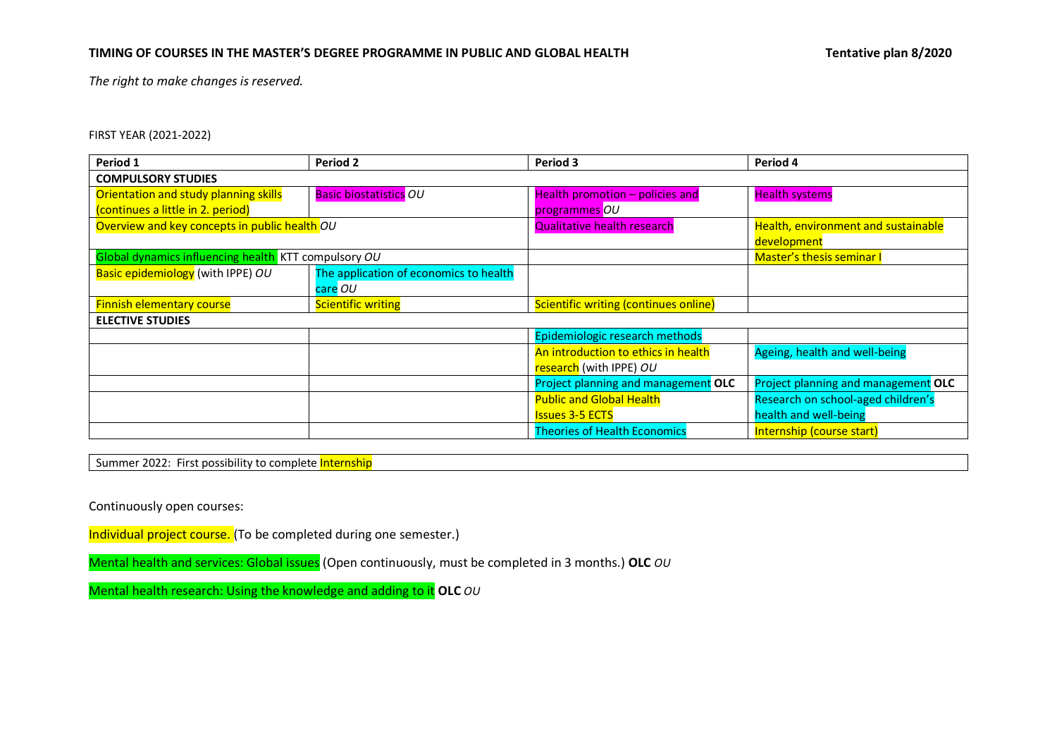**TIMING OF COURSES IN THE MASTER'S DEGREE PROGRAMME IN PUBLIC AND GLOBAL HEALTH** **Tentative plan 8/2020**

*The right to make changes is reserved.*

FIRST YEAR (2021-2022)

| Period 1 | Period 2 | Period 3 | Period 4 |
|---|---|---|---|
| **COMPULSORY STUDIES** | | | |
| Orientation and study planning skills (continues a little in 2. period) | Basic biostatistics *OU* | Health promotion – policies and programmes *OU* | Health systems |
| Overview and key concepts in public health *OU* | | Qualitative health research | Health, environment and sustainable development |
| Global dynamics influencing health KTT compulsory *OU* | | | Master's thesis seminar I |
| Basic epidemiology (with IPPE) *OU* | The application of economics to health care *OU* | | |
| Finnish elementary course | Scientific writing | Scientific writing (continues online) | |
| **ELECTIVE STUDIES** | | | |
| | | Epidemiologic research methods | |
| | | An introduction to ethics in health research (with IPPE) *OU* | Ageing, health and well-being |
| | | Project planning and management **OLC** | Project planning and management **OLC** |
| | | Public and Global Health Issues 3-5 ECTS | Research on school-aged children's health and well-being |
| | | Theories of Health Economics | Internship (course start) |

| Summer 2022: First possibility to complete Internship |
|---|

Continuously open courses:

Individual project course. (To be completed during one semester.)

Mental health and services: Global issues (Open continuously, must be completed in 3 months.) **OLC** *OU*

Mental health research: Using the knowledge and adding to it **OLC** *OU*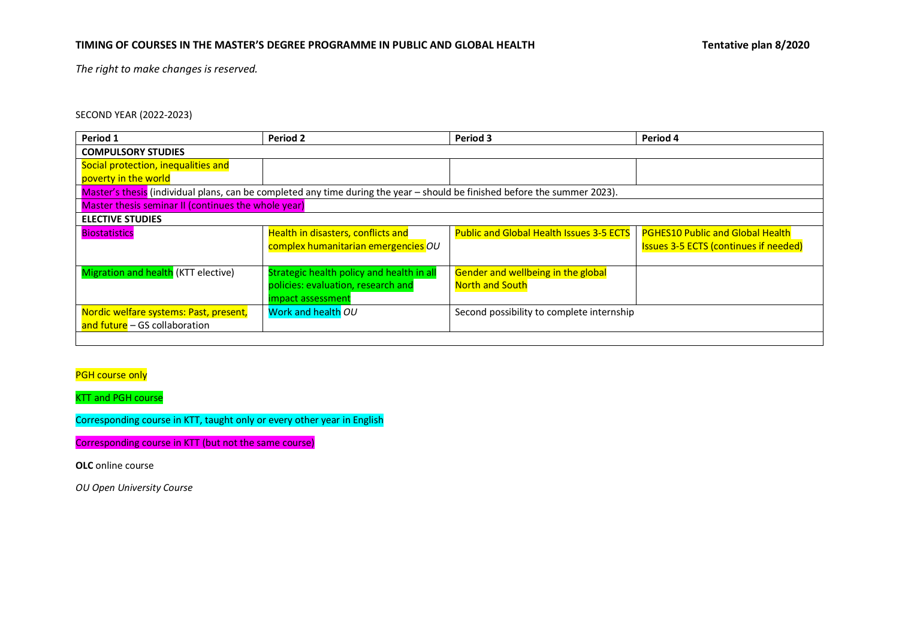**TIMING OF COURSES IN THE MASTER'S DEGREE PROGRAMME IN PUBLIC AND GLOBAL HEALTH** **Tentative plan 8/2020**

*The right to make changes is reserved.*

SECOND YEAR (2022-2023)

| Period 1 | Period 2 | Period 3 | Period 4 |
|---|---|---|---|
| **COMPULSORY STUDIES** | | | |
| Social protection, inequalities and poverty in the world | | | |
| Master's thesis (individual plans, can be completed any time during the year – should be finished before the summer 2023). | | | |
| Master thesis seminar II (continues the whole year) | | | |
| **ELECTIVE STUDIES** | | | |
| Biostatistics | Health in disasters, conflicts and complex humanitarian emergencies *OU* | Public and Global Health Issues 3-5 ECTS | PGHES10 Public and Global Health Issues 3-5 ECTS (continues if needed) |
| Migration and health (KTT elective) | Strategic health policy and health in all policies: evaluation, research and impact assessment | Gender and wellbeing in the global North and South | |
| Nordic welfare systems: Past, present, and future – GS collaboration | Work and health *OU* | Second possibility to complete internship | |
| | | | |

PGH course only

KTT and PGH course

Corresponding course in KTT, taught only or every other year in English

Corresponding course in KTT (but not the same course)

**OLC** online course

*OU Open University Course*